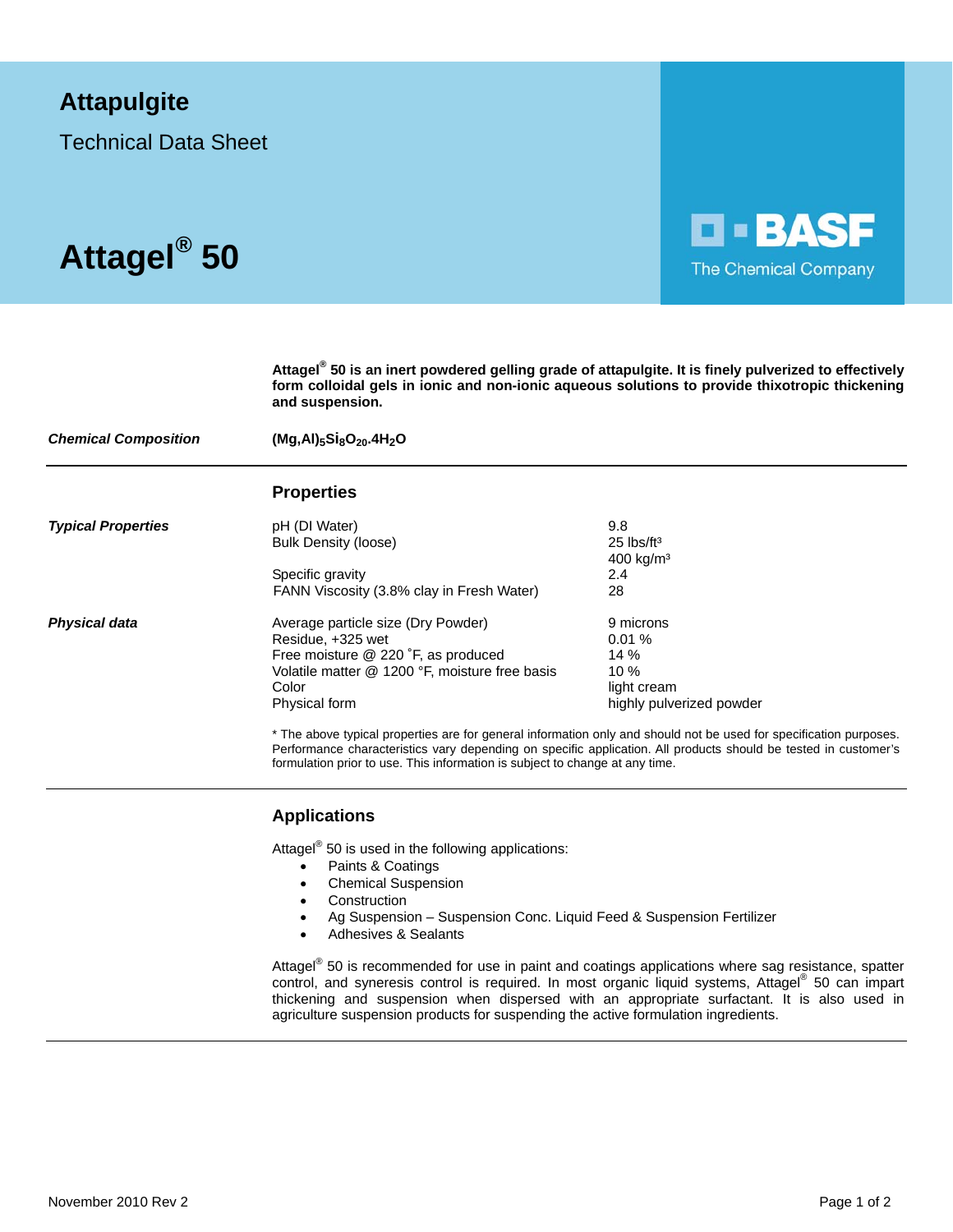# Attapulgite

Technical Data Sheet

# Attagel® 50

BASF
The Chemical Company

**Attagel® 50 is an inert powdered gelling grade of attapulgite. It is finely pulverized to effectively form colloidal gels in ionic and non-ionic aqueous solutions to provide thixotropic thickening and suspension.**

***Chemical Composition*** **$(Mg,Al)_5Si_8O_{20}.4H_2O$**

---

## Properties

| | | |
|---|---|---|
| ***Typical Properties*** | pH (DI Water) | 9.8 |
| | Bulk Density (loose) | 25 lbs/ft³<br>400 kg/m³ |
| | Specific gravity | 2.4 |
| | FANN Viscosity (3.8% clay in Fresh Water) | 28 |
| ***Physical data*** | Average particle size (Dry Powder) | 9 microns |
| | Residue, +325 wet | 0.01 % |
| | Free moisture @ 220 ˚F, as produced | 14 % |
| | Volatile matter @ 1200 °F, moisture free basis | 10 % |
| | Color | light cream |
| | Physical form | highly pulverized powder |

* The above typical properties are for general information only and should not be used for specification purposes. Performance characteristics vary depending on specific application. All products should be tested in customer's formulation prior to use. This information is subject to change at any time.

---

## Applications

Attagel® 50 is used in the following applications:

- Paints & Coatings
- Chemical Suspension
- Construction
- Ag Suspension – Suspension Conc. Liquid Feed & Suspension Fertilizer
- Adhesives & Sealants

Attagel® 50 is recommended for use in paint and coatings applications where sag resistance, spatter control, and syneresis control is required. In most organic liquid systems, Attagel® 50 can impart thickening and suspension when dispersed with an appropriate surfactant. It is also used in agriculture suspension products for suspending the active formulation ingredients.

November 2010 Rev 2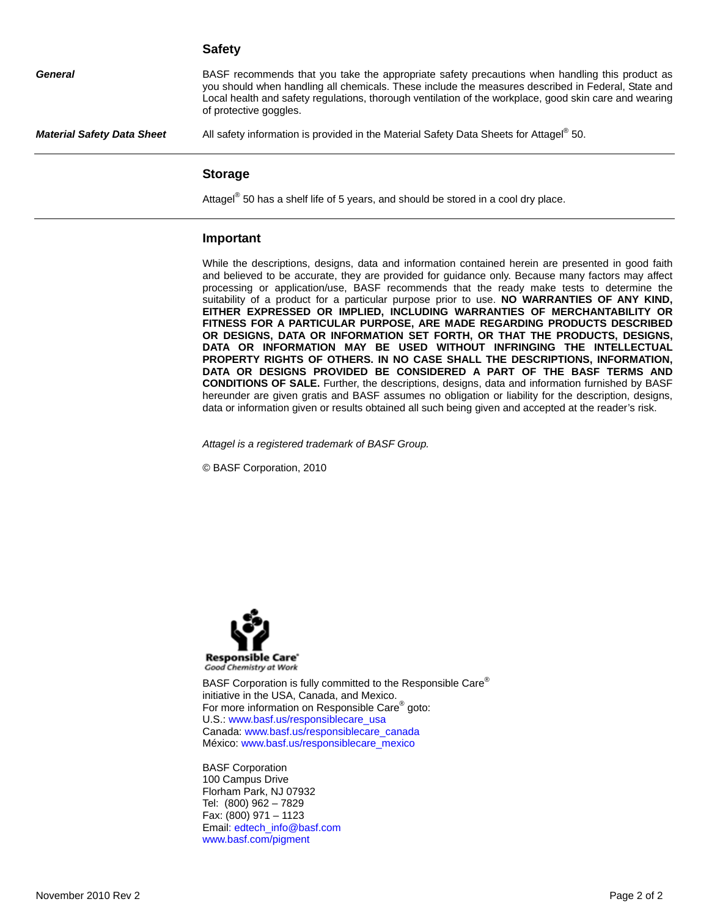## Safety

***General***

BASF recommends that you take the appropriate safety precautions when handling this product as you should when handling all chemicals. These include the measures described in Federal, State and Local health and safety regulations, thorough ventilation of the workplace, good skin care and wearing of protective goggles.

***Material Safety Data Sheet***

All safety information is provided in the Material Safety Data Sheets for Attagel® 50.

## Storage

Attagel® 50 has a shelf life of 5 years, and should be stored in a cool dry place.

## Important

While the descriptions, designs, data and information contained herein are presented in good faith and believed to be accurate, they are provided for guidance only. Because many factors may affect processing or application/use, BASF recommends that the ready make tests to determine the suitability of a product for a particular purpose prior to use. **NO WARRANTIES OF ANY KIND, EITHER EXPRESSED OR IMPLIED, INCLUDING WARRANTIES OF MERCHANTABILITY OR FITNESS FOR A PARTICULAR PURPOSE, ARE MADE REGARDING PRODUCTS DESCRIBED OR DESIGNS, DATA OR INFORMATION SET FORTH, OR THAT THE PRODUCTS, DESIGNS, DATA OR INFORMATION MAY BE USED WITHOUT INFRINGING THE INTELLECTUAL PROPERTY RIGHTS OF OTHERS. IN NO CASE SHALL THE DESCRIPTIONS, INFORMATION, DATA OR DESIGNS PROVIDED BE CONSIDERED A PART OF THE BASF TERMS AND CONDITIONS OF SALE.** Further, the descriptions, designs, data and information furnished by BASF hereunder are given gratis and BASF assumes no obligation or liability for the description, designs, data or information given or results obtained all such being given and accepted at the reader's risk.

*Attagel is a registered trademark of BASF Group.*

© BASF Corporation, 2010

**Responsible Care®**
*Good Chemistry at Work*

BASF Corporation is fully committed to the Responsible Care®
initiative in the USA, Canada, and Mexico.
For more information on Responsible Care® goto:
U.S.: www.basf.us/responsiblecare_usa
Canada: www.basf.us/responsiblecare_canada
México: www.basf.us/responsiblecare_mexico

BASF Corporation
100 Campus Drive
Florham Park, NJ 07932
Tel: (800) 962 – 7829
Fax: (800) 971 – 1123
Email: edtech_info@basf.com
www.basf.com/pigment

November 2010 Rev 2